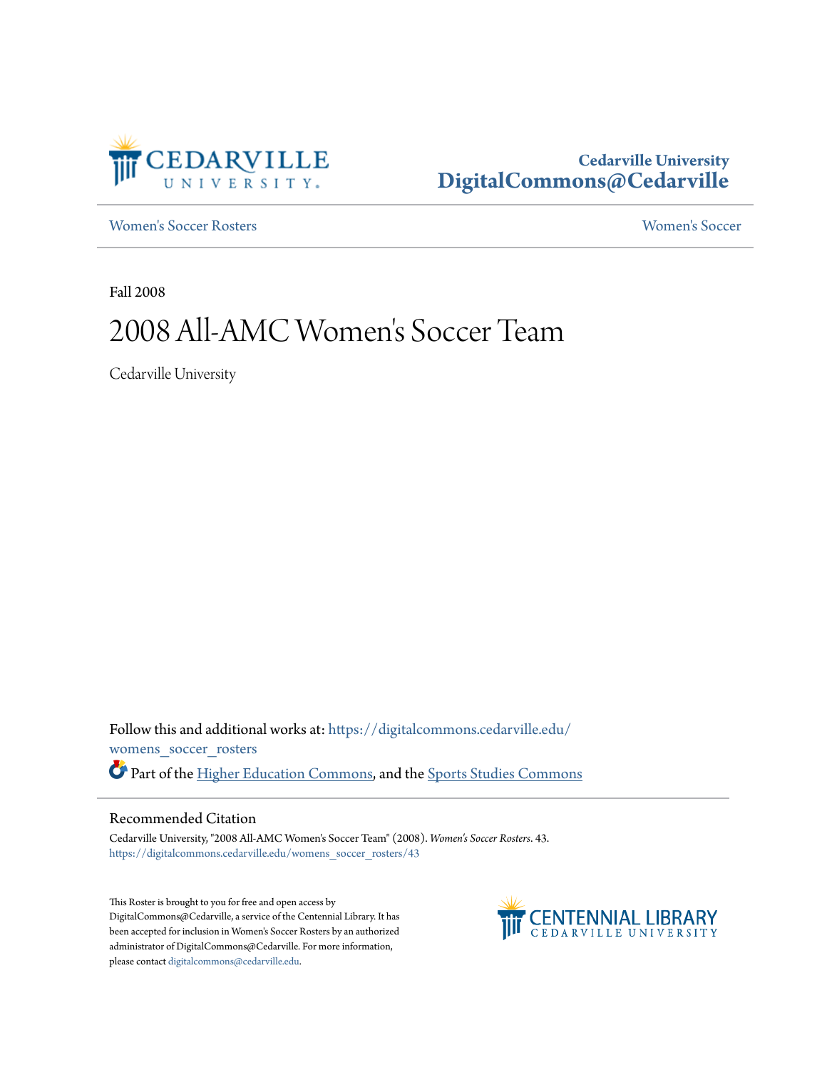Cedarville University
DigitalCommons@Cedarville

Women's Soccer Rosters

Women's Soccer

Fall 2008

# 2008 All-AMC Women's Soccer Team

Cedarville University

Follow this and additional works at: https://digitalcommons.cedarville.edu/womens_soccer_rosters

Part of the Higher Education Commons, and the Sports Studies Commons

## Recommended Citation

Cedarville University, "2008 All-AMC Women's Soccer Team" (2008). *Women's Soccer Rosters*. 43.
https://digitalcommons.cedarville.edu/womens_soccer_rosters/43

This Roster is brought to you for free and open access by DigitalCommons@Cedarville, a service of the Centennial Library. It has been accepted for inclusion in Women's Soccer Rosters by an authorized administrator of DigitalCommons@Cedarville. For more information, please contact digitalcommons@cedarville.edu.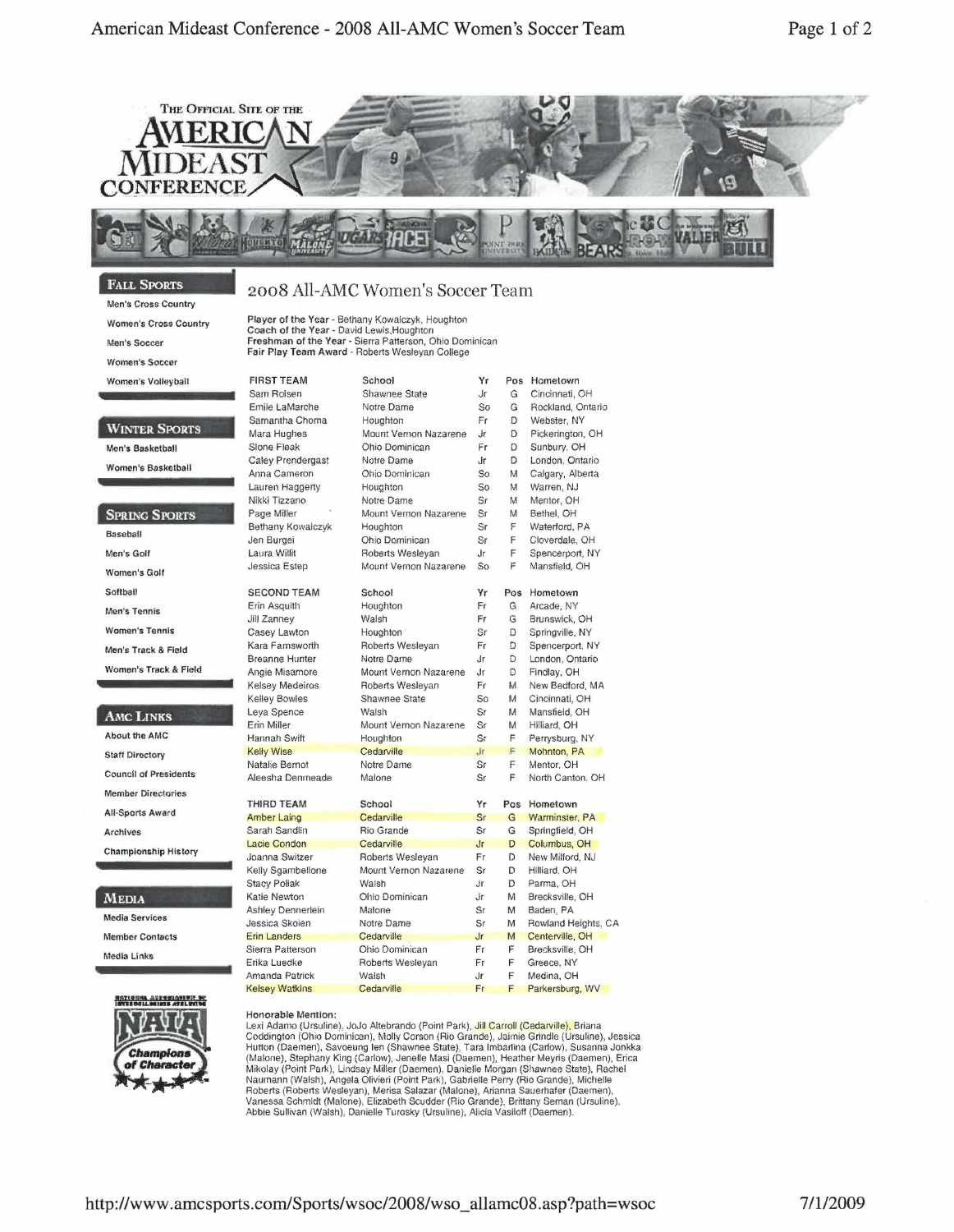# 2008 All-AMC Women's Soccer Team

**Player of the Year** - Bethany Kowalczyk, Houghton
**Coach of the Year** - David Lewis,Houghton
**Freshman of the Year** - Sierra Patterson, Ohio Dominican
**Fair Play Team Award** - Roberts Wesleyan College

| FIRST TEAM | School | Yr | Pos | Hometown |
|---|---|---|---|---|
| Sam Rolsen | Shawnee State | Jr | G | Cincinnati, OH |
| Emile LaMarche | Notre Dame | So | G | Rockland, Ontario |
| Samantha Choma | Houghton | Fr | D | Webster, NY |
| Mara Hughes | Mount Vernon Nazarene | Jr | D | Pickerington, OH |
| Slone Fleak | Ohio Dominican | Fr | D | Sunbury, OH |
| Caley Prendergast | Notre Dame | Jr | D | London, Ontario |
| Anna Cameron | Ohio Dominican | So | M | Calgary, Alberta |
| Lauren Haggerty | Houghton | So | M | Warren, NJ |
| Nikki Tizzano | Notre Dame | Sr | M | Mentor, OH |
| Page Miller | Mount Vernon Nazarene | Sr | M | Bethel, OH |
| Bethany Kowalczyk | Houghton | Sr | F | Waterford, PA |
| Jen Burgei | Ohio Dominican | Sr | F | Cloverdale, OH |
| Laura Willit | Roberts Wesleyan | Jr | F | Spencerport, NY |
| Jessica Estep | Mount Vernon Nazarene | So | F | Mansfield, OH |

| SECOND TEAM | School | Yr | Pos | Hometown |
|---|---|---|---|---|
| Erin Asquith | Houghton | Fr | G | Arcade, NY |
| Jill Zanney | Walsh | Fr | G | Brunswick, OH |
| Casey Lawton | Houghton | Sr | D | Springville, NY |
| Kara Farnsworth | Roberts Wesleyan | Fr | D | Spencerport, NY |
| Breanne Hunter | Notre Dame | Jr | D | London, Ontario |
| Angie Misamore | Mount Vernon Nazarene | Jr | D | Findlay, OH |
| Kelsey Medeiros | Roberts Wesleyan | Fr | M | New Bedford, MA |
| Kelley Bowles | Shawnee State | So | M | Cincinnati, OH |
| Leya Spence | Walsh | Sr | M | Mansfield, OH |
| Erin Miller | Mount Vernon Nazarene | Sr | M | Hilliard, OH |
| Hannah Swift | Houghton | Sr | F | Perrysburg, NY |
| Kelly Wise | Cedarville | Jr | F | Mohnton, PA |
| Natalie Bernot | Notre Dame | Sr | F | Mentor, OH |
| Aleesha Denmeade | Malone | Sr | F | North Canton, OH |

| THIRD TEAM | School | Yr | Pos | Hometown |
|---|---|---|---|---|
| Amber Laing | Cedarville | Sr | G | Warminster, PA |
| Sarah Sandlin | Rio Grande | Sr | G | Springfield, OH |
| Lacie Condon | Cedarville | Jr | D | Columbus, OH |
| Joanna Switzer | Roberts Wesleyan | Fr | D | New Milford, NJ |
| Kelly Sgambellone | Mount Vernon Nazarene | Sr | D | Hilliard, OH |
| Stacy Poliak | Walsh | Jr | D | Parma, OH |
| Katie Newton | Ohio Dominican | Jr | M | Brecksville, OH |
| Ashley Dennerlein | Malone | Sr | M | Baden, PA |
| Jessica Skoien | Notre Dame | Sr | M | Rowland Heights, CA |
| Erin Landers | Cedarville | Jr | M | Centerville, OH |
| Sierra Patterson | Ohio Dominican | Fr | F | Brecksville, OH |
| Erika Luedke | Roberts Wesleyan | Fr | F | Greece, NY |
| Amanda Patrick | Walsh | Jr | F | Medina, OH |
| Kelsey Watkins | Cedarville | Fr | F | Parkersburg, WV |

**Honorable Mention:**
Lexi Adamo (Ursuline), JoJo Altebrando (Point Park), Jill Carroll (Cedarville), Briana Coddington (Ohio Dominican), Molly Corson (Rio Grande), Jaimie Grindle (Ursuline), Jessica Hutton (Daemen), Savoeung Ien (Shawnee State), Tara Imbarlina (Carlow), Susanna Jonkka (Malone), Stephany King (Carlow), Jenelle Masi (Daemen), Heather Meyris (Daemen), Erica Mikolay (Point Park), Lindsay Miller (Daemen), Danielle Morgan (Shawnee State), Rachel Naumann (Walsh), Angela Olivieri (Point Park), Gabrielle Perry (Rio Grande), Michelle Roberts (Roberts Wesleyan), Merisa Salazar (Malone), Arianna Sauerhafer (Daemen), Vanessa Schmidt (Malone), Elizabeth Scudder (Rio Grande), Brittany Seman (Ursuline), Abbie Sullivan (Walsh), Danielle Turosky (Ursuline), Alicia Vasiloff (Daemen).